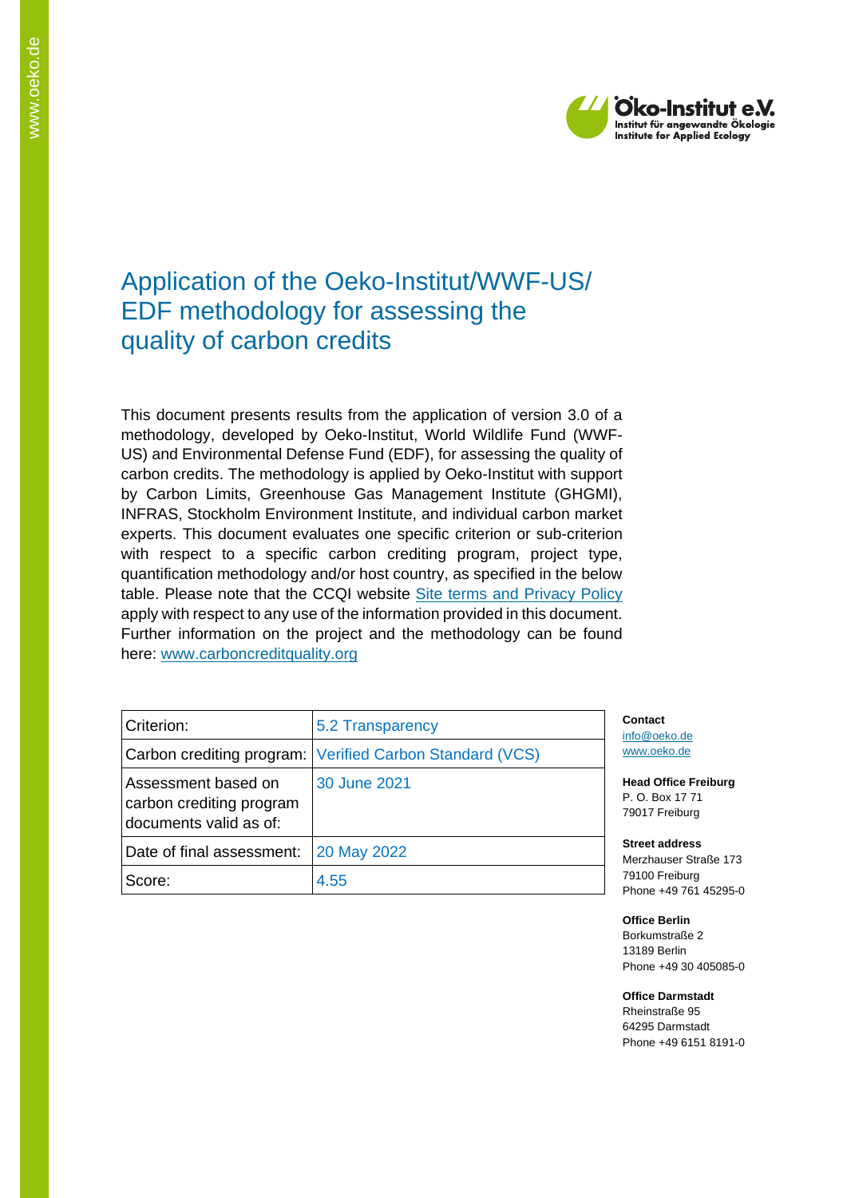# Application of the Oeko-Institut/WWF-US/ EDF methodology for assessing the quality of carbon credits

This document presents results from the application of version 3.0 of a methodology, developed by Oeko-Institut, World Wildlife Fund (WWF-US) and Environmental Defense Fund (EDF), for assessing the quality of carbon credits. The methodology is applied by Oeko-Institut with support by Carbon Limits, Greenhouse Gas Management Institute (GHGMI), INFRAS, Stockholm Environment Institute, and individual carbon market experts. This document evaluates one specific criterion or sub-criterion with respect to a specific carbon crediting program, project type, quantification methodology and/or host country, as specified in the below table. Please note that the CCQI website [Site terms and Privacy Policy](#) apply with respect to any use of the information provided in this document. Further information on the project and the methodology can be found here: [www.carboncreditquality.org](http://www.carboncreditquality.org)

| | |
|---|---|
| Criterion: | 5.2 Transparency |
| Carbon crediting program: | Verified Carbon Standard (VCS) |
| Assessment based on carbon crediting program documents valid as of: | 30 June 2021 |
| Date of final assessment: | 20 May 2022 |
| Score: | 4.55 |

**Contact**
info@oeko.de
www.oeko.de

**Head Office Freiburg**
P. O. Box 17 71
79017 Freiburg

**Street address**
Merzhauser Straße 173
79100 Freiburg
Phone +49 761 45295-0

**Office Berlin**
Borkumstraße 2
13189 Berlin
Phone +49 30 405085-0

**Office Darmstadt**
Rheinstraße 95
64295 Darmstadt
Phone +49 6151 8191-0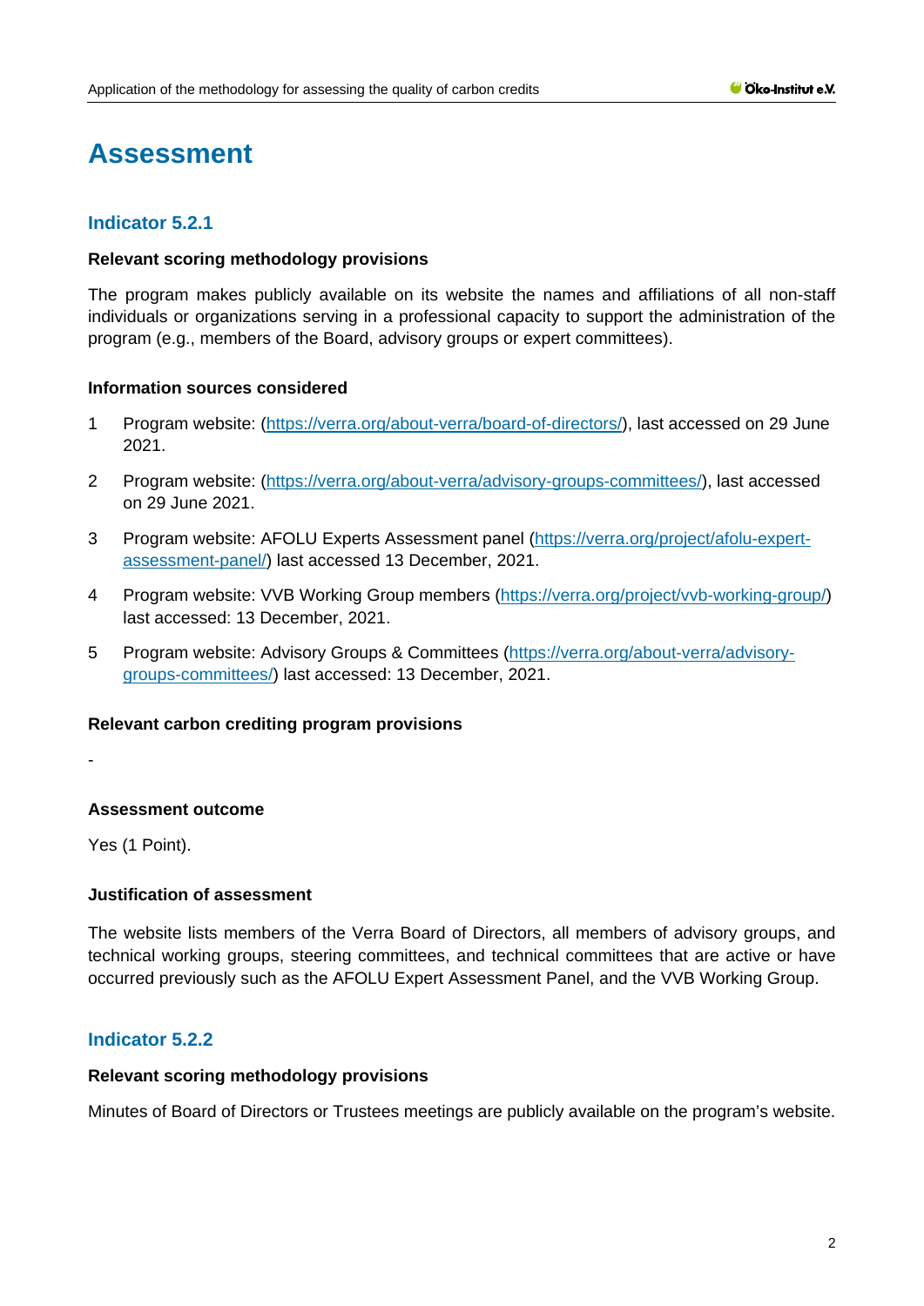# Assessment

## Indicator 5.2.1

**Relevant scoring methodology provisions**

The program makes publicly available on its website the names and affiliations of all non-staff individuals or organizations serving in a professional capacity to support the administration of the program (e.g., members of the Board, advisory groups or expert committees).

**Information sources considered**

1. Program website: (https://verra.org/about-verra/board-of-directors/), last accessed on 29 June 2021.
2. Program website: (https://verra.org/about-verra/advisory-groups-committees/), last accessed on 29 June 2021.
3. Program website: AFOLU Experts Assessment panel (https://verra.org/project/afolu-expert-assessment-panel/) last accessed 13 December, 2021.
4. Program website: VVB Working Group members (https://verra.org/project/vvb-working-group/) last accessed: 13 December, 2021.
5. Program website: Advisory Groups & Committees (https://verra.org/about-verra/advisory-groups-committees/) last accessed: 13 December, 2021.

**Relevant carbon crediting program provisions**

-

**Assessment outcome**

Yes (1 Point).

**Justification of assessment**

The website lists members of the Verra Board of Directors, all members of advisory groups, and technical working groups, steering committees, and technical committees that are active or have occurred previously such as the AFOLU Expert Assessment Panel, and the VVB Working Group.

## Indicator 5.2.2

**Relevant scoring methodology provisions**

Minutes of Board of Directors or Trustees meetings are publicly available on the program's website.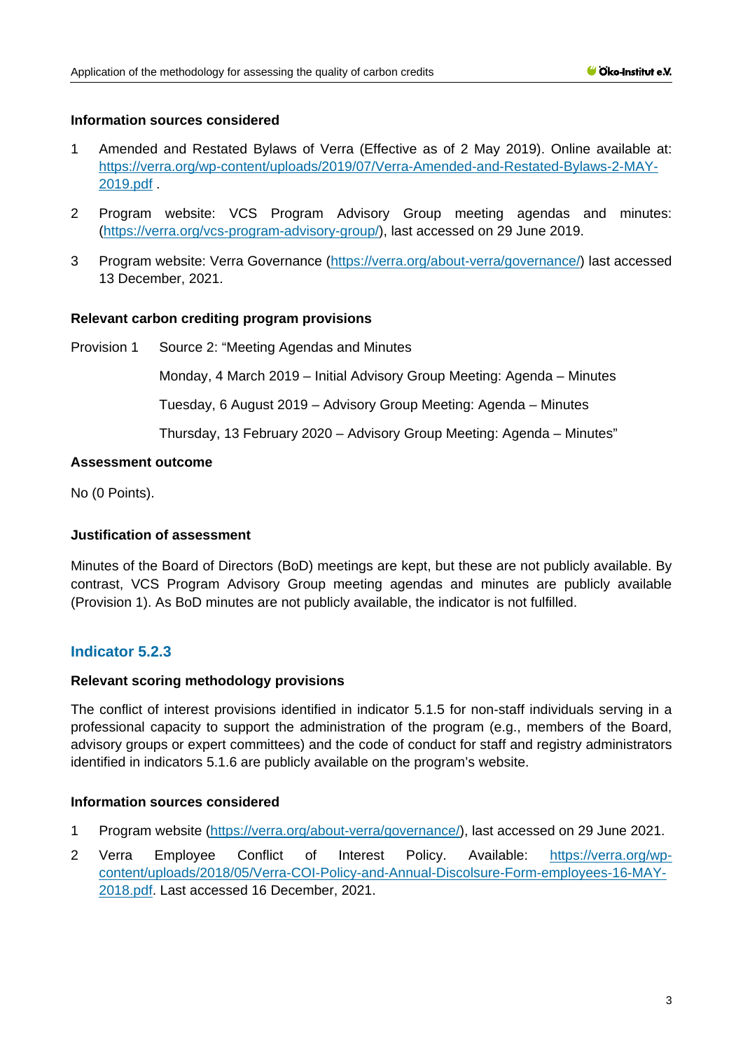**Information sources considered**

1 Amended and Restated Bylaws of Verra (Effective as of 2 May 2019). Online available at: https://verra.org/wp-content/uploads/2019/07/Verra-Amended-and-Restated-Bylaws-2-MAY-2019.pdf .

2 Program website: VCS Program Advisory Group meeting agendas and minutes: (https://verra.org/vcs-program-advisory-group/), last accessed on 29 June 2019.

3 Program website: Verra Governance (https://verra.org/about-verra/governance/) last accessed 13 December, 2021.

**Relevant carbon crediting program provisions**

Provision 1 Source 2: "Meeting Agendas and Minutes

Monday, 4 March 2019 – Initial Advisory Group Meeting: Agenda – Minutes

Tuesday, 6 August 2019 – Advisory Group Meeting: Agenda – Minutes

Thursday, 13 February 2020 – Advisory Group Meeting: Agenda – Minutes"

**Assessment outcome**

No (0 Points).

**Justification of assessment**

Minutes of the Board of Directors (BoD) meetings are kept, but these are not publicly available. By contrast, VCS Program Advisory Group meeting agendas and minutes are publicly available (Provision 1). As BoD minutes are not publicly available, the indicator is not fulfilled.

### Indicator 5.2.3

**Relevant scoring methodology provisions**

The conflict of interest provisions identified in indicator 5.1.5 for non-staff individuals serving in a professional capacity to support the administration of the program (e.g., members of the Board, advisory groups or expert committees) and the code of conduct for staff and registry administrators identified in indicators 5.1.6 are publicly available on the program's website.

**Information sources considered**

1 Program website (https://verra.org/about-verra/governance/), last accessed on 29 June 2021.

2 Verra Employee Conflict of Interest Policy. Available: https://verra.org/wp-content/uploads/2018/05/Verra-COI-Policy-and-Annual-Discolsure-Form-employees-16-MAY-2018.pdf. Last accessed 16 December, 2021.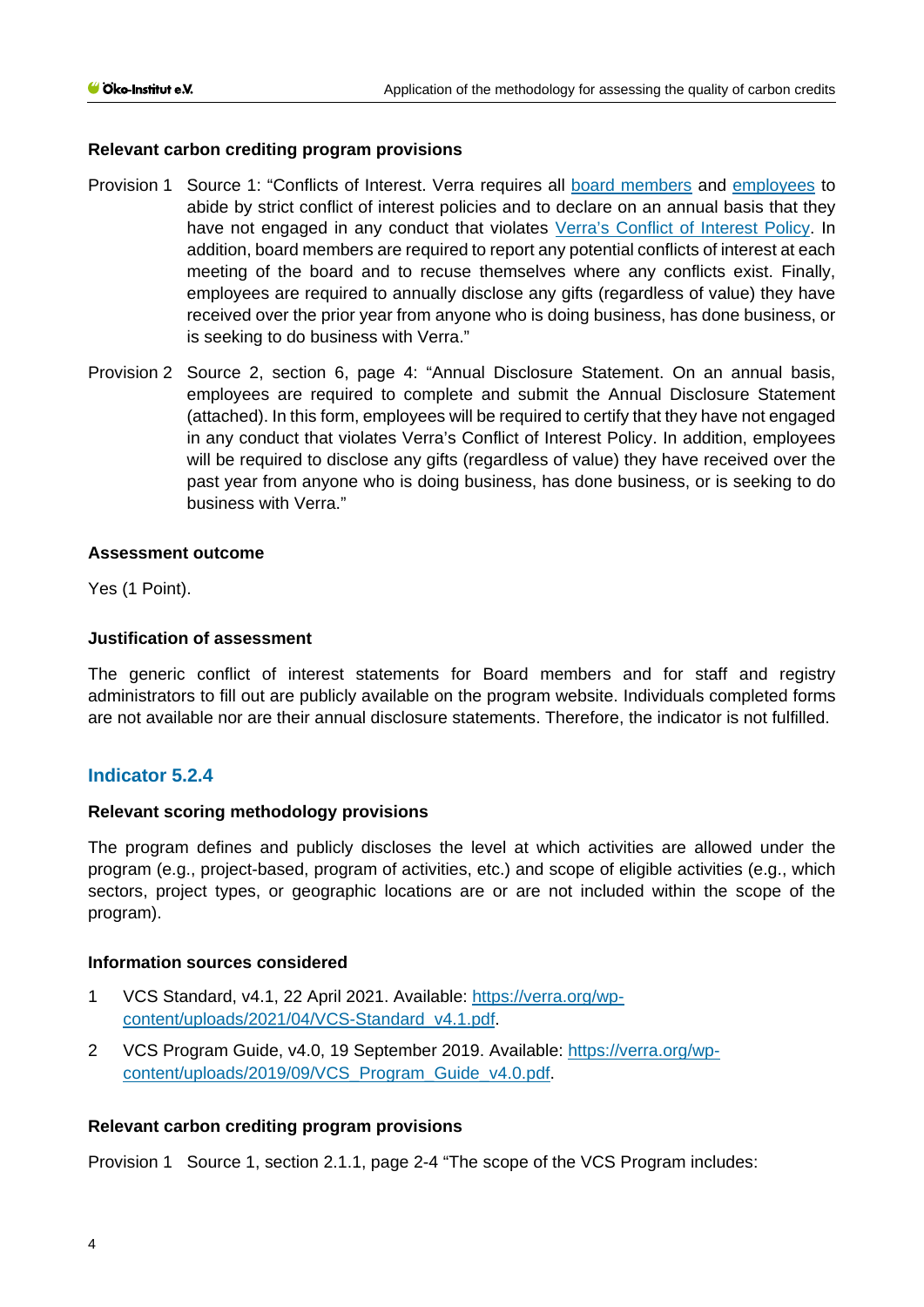**Relevant carbon crediting program provisions**

Provision 1 Source 1: "Conflicts of Interest. Verra requires all board members and employees to abide by strict conflict of interest policies and to declare on an annual basis that they have not engaged in any conduct that violates Verra's Conflict of Interest Policy. In addition, board members are required to report any potential conflicts of interest at each meeting of the board and to recuse themselves where any conflicts exist. Finally, employees are required to annually disclose any gifts (regardless of value) they have received over the prior year from anyone who is doing business, has done business, or is seeking to do business with Verra."

Provision 2 Source 2, section 6, page 4: "Annual Disclosure Statement. On an annual basis, employees are required to complete and submit the Annual Disclosure Statement (attached). In this form, employees will be required to certify that they have not engaged in any conduct that violates Verra's Conflict of Interest Policy. In addition, employees will be required to disclose any gifts (regardless of value) they have received over the past year from anyone who is doing business, has done business, or is seeking to do business with Verra."

**Assessment outcome**

Yes (1 Point).

**Justification of assessment**

The generic conflict of interest statements for Board members and for staff and registry administrators to fill out are publicly available on the program website. Individuals completed forms are not available nor are their annual disclosure statements. Therefore, the indicator is not fulfilled.

## Indicator 5.2.4

**Relevant scoring methodology provisions**

The program defines and publicly discloses the level at which activities are allowed under the program (e.g., project-based, program of activities, etc.) and scope of eligible activities (e.g., which sectors, project types, or geographic locations are or are not included within the scope of the program).

**Information sources considered**

1 VCS Standard, v4.1, 22 April 2021. Available: https://verra.org/wp-content/uploads/2021/04/VCS-Standard_v4.1.pdf.

2 VCS Program Guide, v4.0, 19 September 2019. Available: https://verra.org/wp-content/uploads/2019/09/VCS_Program_Guide_v4.0.pdf.

**Relevant carbon crediting program provisions**

Provision 1 Source 1, section 2.1.1, page 2-4 "The scope of the VCS Program includes: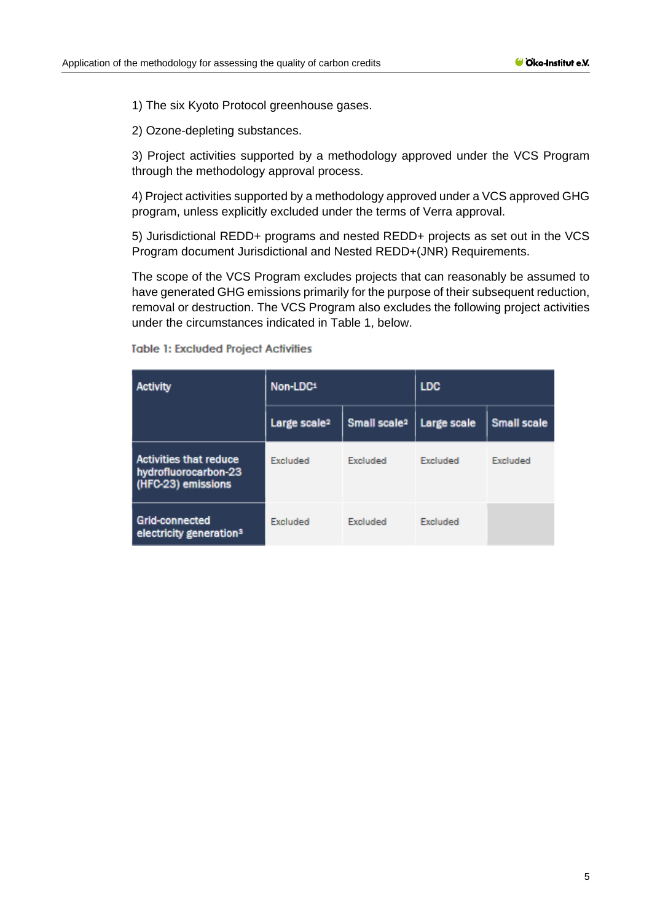1) The six Kyoto Protocol greenhouse gases.

2) Ozone-depleting substances.

3) Project activities supported by a methodology approved under the VCS Program through the methodology approval process.

4) Project activities supported by a methodology approved under a VCS approved GHG program, unless explicitly excluded under the terms of Verra approval.

5) Jurisdictional REDD+ programs and nested REDD+ projects as set out in the VCS Program document Jurisdictional and Nested REDD+(JNR) Requirements.

The scope of the VCS Program excludes projects that can reasonably be assumed to have generated GHG emissions primarily for the purpose of their subsequent reduction, removal or destruction. The VCS Program also excludes the following project activities under the circumstances indicated in Table 1, below.

Table 1: Excluded Project Activities

| Activity | Non-LDC[1] | | LDC | |
|---|---|---|---|---|
| | Large scale[2] | Small scale[2] | Large scale | Small scale |
| Activities that reduce hydrofluorocarbon-23 (HFC-23) emissions | Excluded | Excluded | Excluded | Excluded |
| Grid-connected electricity generation[3] | Excluded | Excluded | Excluded | |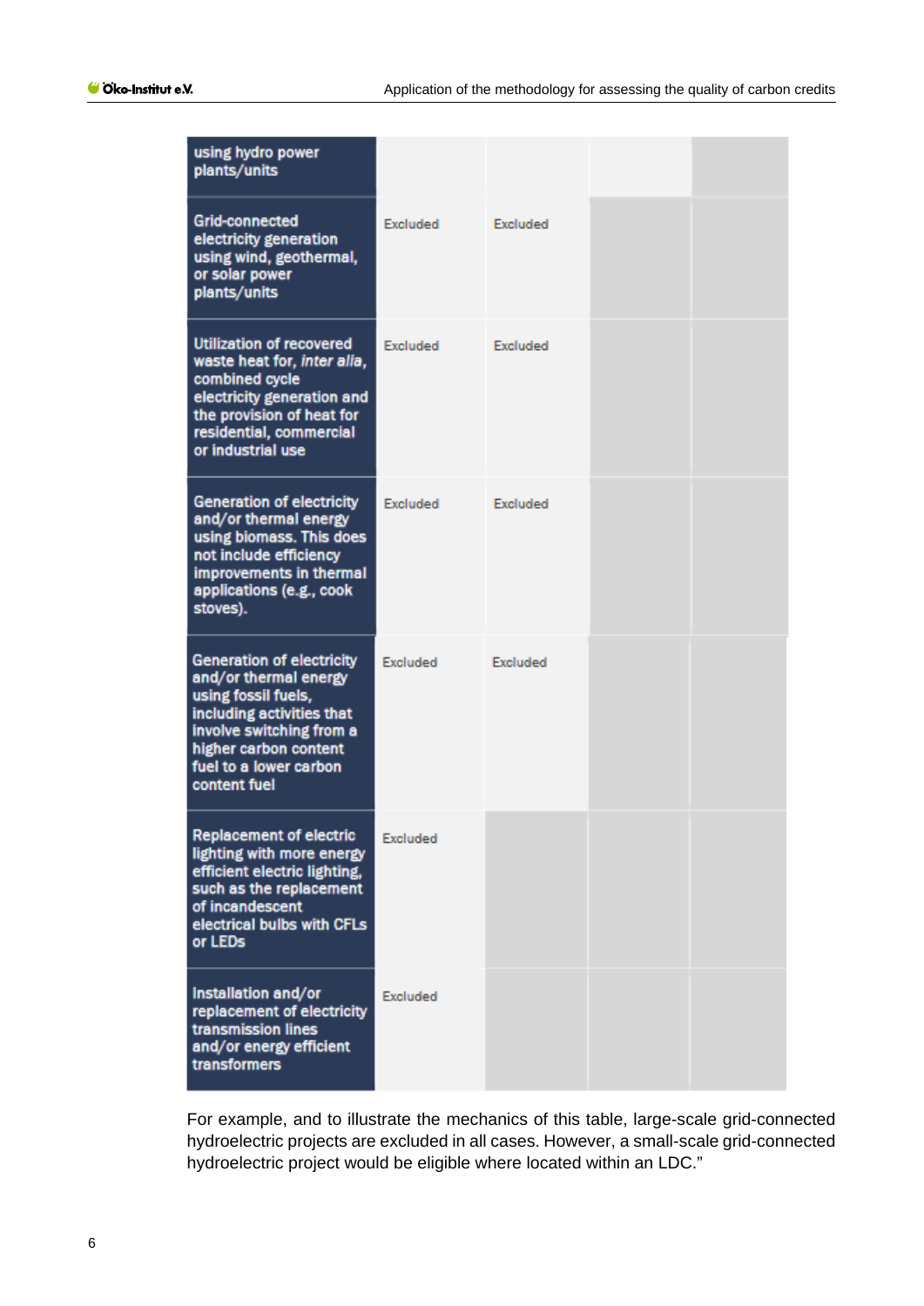| | | | | |
|---|---|---|---|---|
| using hydro power plants/units | | | | |
| Grid-connected electricity generation using wind, geothermal, or solar power plants/units | Excluded | Excluded | | |
| Utilization of recovered waste heat for, *inter alia*, combined cycle electricity generation and the provision of heat for residential, commercial or industrial use | Excluded | Excluded | | |
| Generation of electricity and/or thermal energy using biomass. This does not include efficiency improvements in thermal applications (e.g., cook stoves). | Excluded | Excluded | | |
| Generation of electricity and/or thermal energy using fossil fuels, including activities that involve switching from a higher carbon content fuel to a lower carbon content fuel | Excluded | Excluded | | |
| Replacement of electric lighting with more energy efficient electric lighting, such as the replacement of incandescent electrical bulbs with CFLs or LEDs | Excluded | | | |
| Installation and/or replacement of electricity transmission lines and/or energy efficient transformers | Excluded | | | |

For example, and to illustrate the mechanics of this table, large-scale grid-connected hydroelectric projects are excluded in all cases. However, a small-scale grid-connected hydroelectric project would be eligible where located within an LDC."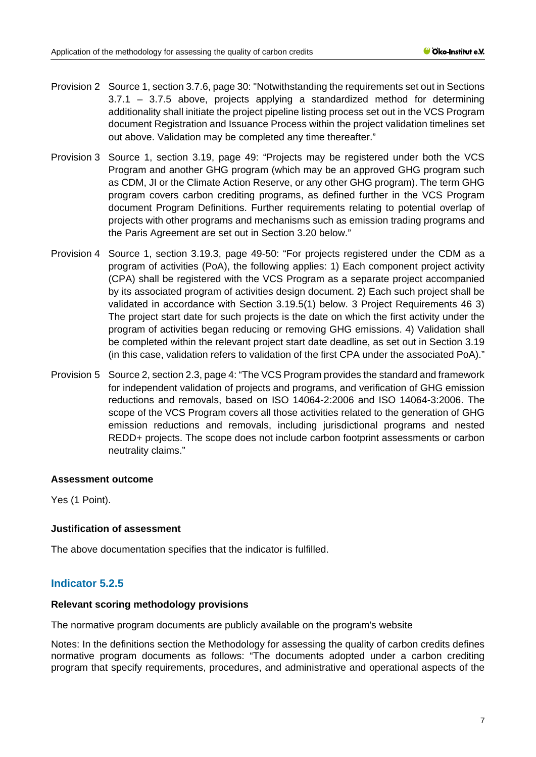Provision 2 Source 1, section 3.7.6, page 30: "Notwithstanding the requirements set out in Sections 3.7.1 – 3.7.5 above, projects applying a standardized method for determining additionality shall initiate the project pipeline listing process set out in the VCS Program document Registration and Issuance Process within the project validation timelines set out above. Validation may be completed any time thereafter."

Provision 3 Source 1, section 3.19, page 49: "Projects may be registered under both the VCS Program and another GHG program (which may be an approved GHG program such as CDM, JI or the Climate Action Reserve, or any other GHG program). The term GHG program covers carbon crediting programs, as defined further in the VCS Program document Program Definitions. Further requirements relating to potential overlap of projects with other programs and mechanisms such as emission trading programs and the Paris Agreement are set out in Section 3.20 below."

Provision 4 Source 1, section 3.19.3, page 49-50: "For projects registered under the CDM as a program of activities (PoA), the following applies: 1) Each component project activity (CPA) shall be registered with the VCS Program as a separate project accompanied by its associated program of activities design document. 2) Each such project shall be validated in accordance with Section 3.19.5(1) below. 3 Project Requirements 46 3) The project start date for such projects is the date on which the first activity under the program of activities began reducing or removing GHG emissions. 4) Validation shall be completed within the relevant project start date deadline, as set out in Section 3.19 (in this case, validation refers to validation of the first CPA under the associated PoA)."

Provision 5 Source 2, section 2.3, page 4: "The VCS Program provides the standard and framework for independent validation of projects and programs, and verification of GHG emission reductions and removals, based on ISO 14064-2:2006 and ISO 14064-3:2006. The scope of the VCS Program covers all those activities related to the generation of GHG emission reductions and removals, including jurisdictional programs and nested REDD+ projects. The scope does not include carbon footprint assessments or carbon neutrality claims."

**Assessment outcome**

Yes (1 Point).

**Justification of assessment**

The above documentation specifies that the indicator is fulfilled.

## Indicator 5.2.5

**Relevant scoring methodology provisions**

The normative program documents are publicly available on the program's website

Notes: In the definitions section the Methodology for assessing the quality of carbon credits defines normative program documents as follows: "The documents adopted under a carbon crediting program that specify requirements, procedures, and administrative and operational aspects of the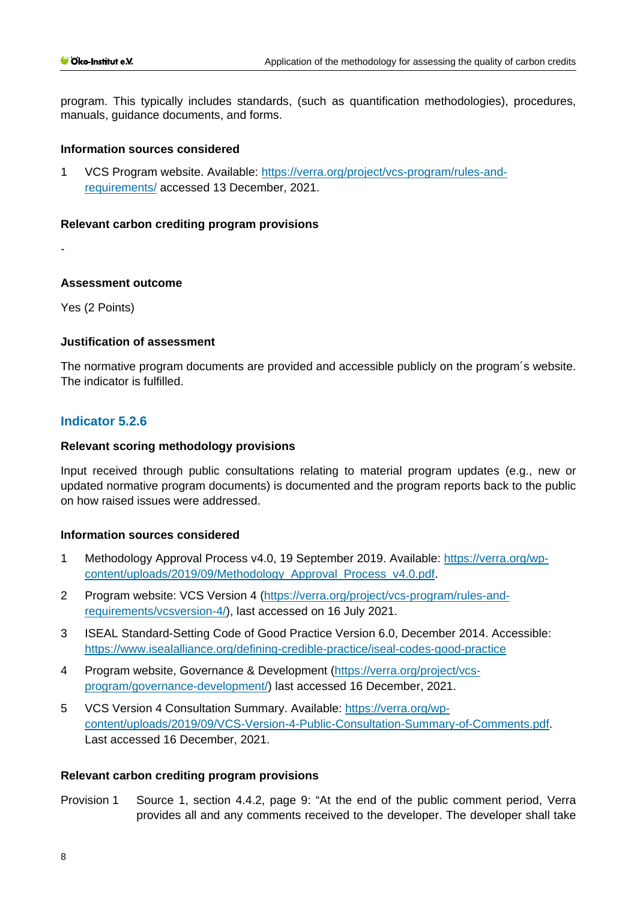program. This typically includes standards, (such as quantification methodologies), procedures, manuals, guidance documents, and forms.

**Information sources considered**

1. VCS Program website. Available: https://verra.org/project/vcs-program/rules-and-requirements/ accessed 13 December, 2021.

**Relevant carbon crediting program provisions**

-

**Assessment outcome**

Yes (2 Points)

**Justification of assessment**

The normative program documents are provided and accessible publicly on the program´s website. The indicator is fulfilled.

### Indicator 5.2.6

**Relevant scoring methodology provisions**

Input received through public consultations relating to material program updates (e.g., new or updated normative program documents) is documented and the program reports back to the public on how raised issues were addressed.

**Information sources considered**

1. Methodology Approval Process v4.0, 19 September 2019. Available: https://verra.org/wp-content/uploads/2019/09/Methodology_Approval_Process_v4.0.pdf.
2. Program website: VCS Version 4 (https://verra.org/project/vcs-program/rules-and-requirements/vcsversion-4/), last accessed on 16 July 2021.
3. ISEAL Standard-Setting Code of Good Practice Version 6.0, December 2014. Accessible: https://www.isealalliance.org/defining-credible-practice/iseal-codes-good-practice
4. Program website, Governance & Development (https://verra.org/project/vcs-program/governance-development/) last accessed 16 December, 2021.
5. VCS Version 4 Consultation Summary. Available: https://verra.org/wp-content/uploads/2019/09/VCS-Version-4-Public-Consultation-Summary-of-Comments.pdf. Last accessed 16 December, 2021.

**Relevant carbon crediting program provisions**

Provision 1 Source 1, section 4.4.2, page 9: “At the end of the public comment period, Verra provides all and any comments received to the developer. The developer shall take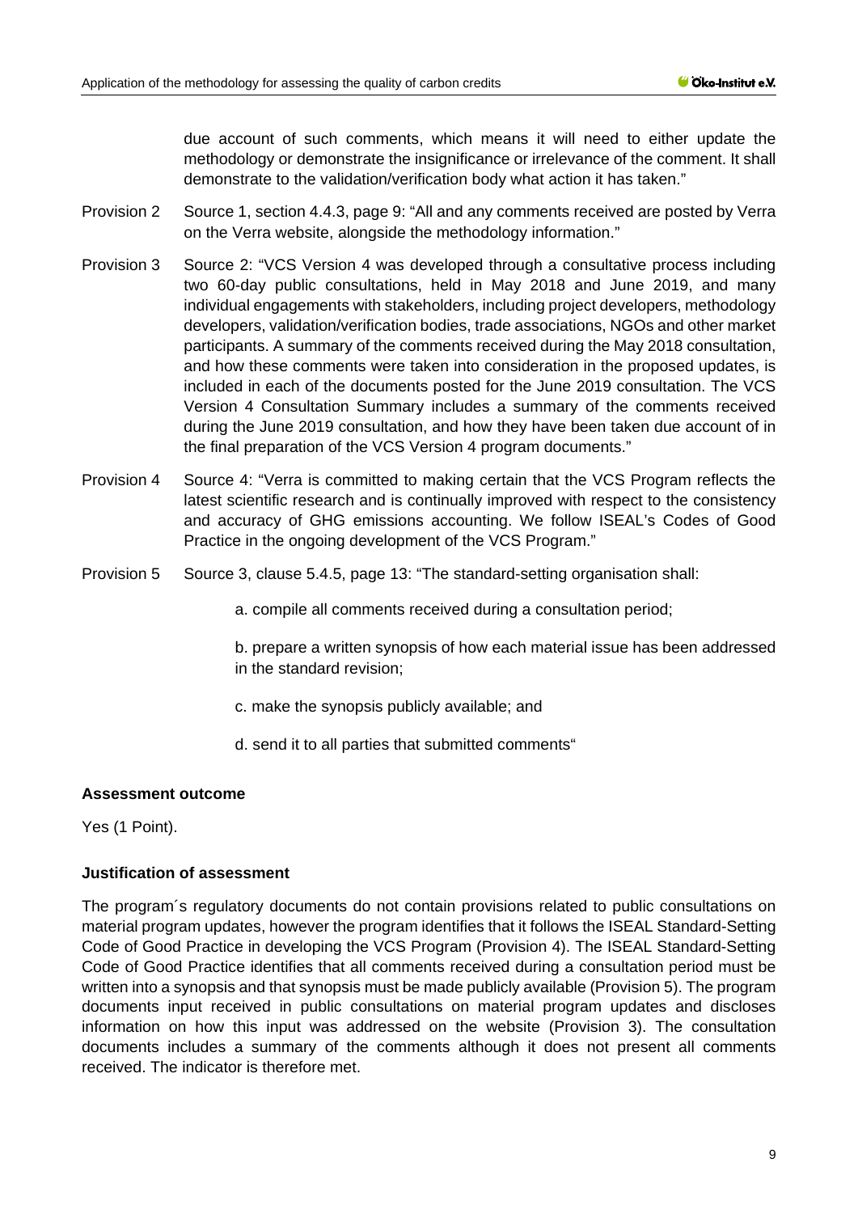due account of such comments, which means it will need to either update the methodology or demonstrate the insignificance or irrelevance of the comment. It shall demonstrate to the validation/verification body what action it has taken."

Provision 2 Source 1, section 4.4.3, page 9: "All and any comments received are posted by Verra on the Verra website, alongside the methodology information."

Provision 3 Source 2: "VCS Version 4 was developed through a consultative process including two 60-day public consultations, held in May 2018 and June 2019, and many individual engagements with stakeholders, including project developers, methodology developers, validation/verification bodies, trade associations, NGOs and other market participants. A summary of the comments received during the May 2018 consultation, and how these comments were taken into consideration in the proposed updates, is included in each of the documents posted for the June 2019 consultation. The VCS Version 4 Consultation Summary includes a summary of the comments received during the June 2019 consultation, and how they have been taken due account of in the final preparation of the VCS Version 4 program documents."

Provision 4 Source 4: "Verra is committed to making certain that the VCS Program reflects the latest scientific research and is continually improved with respect to the consistency and accuracy of GHG emissions accounting. We follow ISEAL's Codes of Good Practice in the ongoing development of the VCS Program."

Provision 5 Source 3, clause 5.4.5, page 13: "The standard-setting organisation shall:

a. compile all comments received during a consultation period;

b. prepare a written synopsis of how each material issue has been addressed in the standard revision;

c. make the synopsis publicly available; and

d. send it to all parties that submitted comments"

**Assessment outcome**

Yes (1 Point).

**Justification of assessment**

The program´s regulatory documents do not contain provisions related to public consultations on material program updates, however the program identifies that it follows the ISEAL Standard-Setting Code of Good Practice in developing the VCS Program (Provision 4). The ISEAL Standard-Setting Code of Good Practice identifies that all comments received during a consultation period must be written into a synopsis and that synopsis must be made publicly available (Provision 5). The program documents input received in public consultations on material program updates and discloses information on how this input was addressed on the website (Provision 3). The consultation documents includes a summary of the comments although it does not present all comments received. The indicator is therefore met.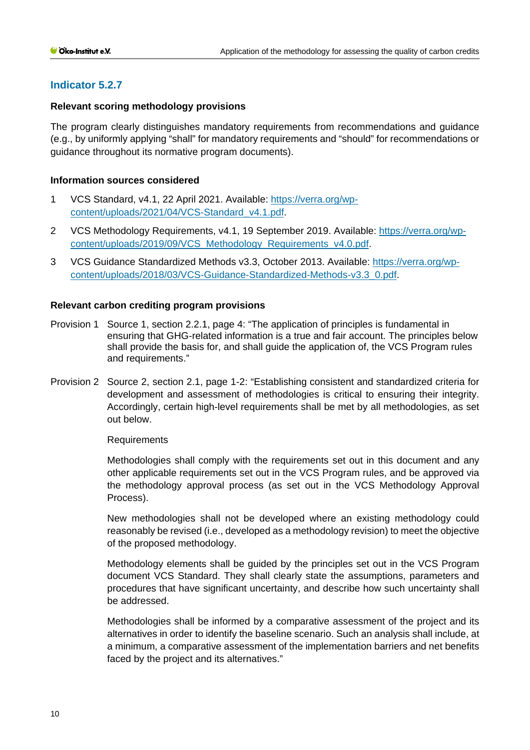### Indicator 5.2.7

#### Relevant scoring methodology provisions

The program clearly distinguishes mandatory requirements from recommendations and guidance (e.g., by uniformly applying "shall" for mandatory requirements and "should" for recommendations or guidance throughout its normative program documents).

#### Information sources considered

1. VCS Standard, v4.1, 22 April 2021. Available: https://verra.org/wp-content/uploads/2021/04/VCS-Standard_v4.1.pdf.
2. VCS Methodology Requirements, v4.1, 19 September 2019. Available: https://verra.org/wp-content/uploads/2019/09/VCS_Methodology_Requirements_v4.0.pdf.
3. VCS Guidance Standardized Methods v3.3, October 2013. Available: https://verra.org/wp-content/uploads/2018/03/VCS-Guidance-Standardized-Methods-v3.3_0.pdf.

#### Relevant carbon crediting program provisions

Provision 1 Source 1, section 2.2.1, page 4: "The application of principles is fundamental in ensuring that GHG-related information is a true and fair account. The principles below shall provide the basis for, and shall guide the application of, the VCS Program rules and requirements."

Provision 2 Source 2, section 2.1, page 1-2: "Establishing consistent and standardized criteria for development and assessment of methodologies is critical to ensuring their integrity. Accordingly, certain high-level requirements shall be met by all methodologies, as set out below.

Requirements

Methodologies shall comply with the requirements set out in this document and any other applicable requirements set out in the VCS Program rules, and be approved via the methodology approval process (as set out in the VCS Methodology Approval Process).

New methodologies shall not be developed where an existing methodology could reasonably be revised (i.e., developed as a methodology revision) to meet the objective of the proposed methodology.

Methodology elements shall be guided by the principles set out in the VCS Program document VCS Standard. They shall clearly state the assumptions, parameters and procedures that have significant uncertainty, and describe how such uncertainty shall be addressed.

Methodologies shall be informed by a comparative assessment of the project and its alternatives in order to identify the baseline scenario. Such an analysis shall include, at a minimum, a comparative assessment of the implementation barriers and net benefits faced by the project and its alternatives."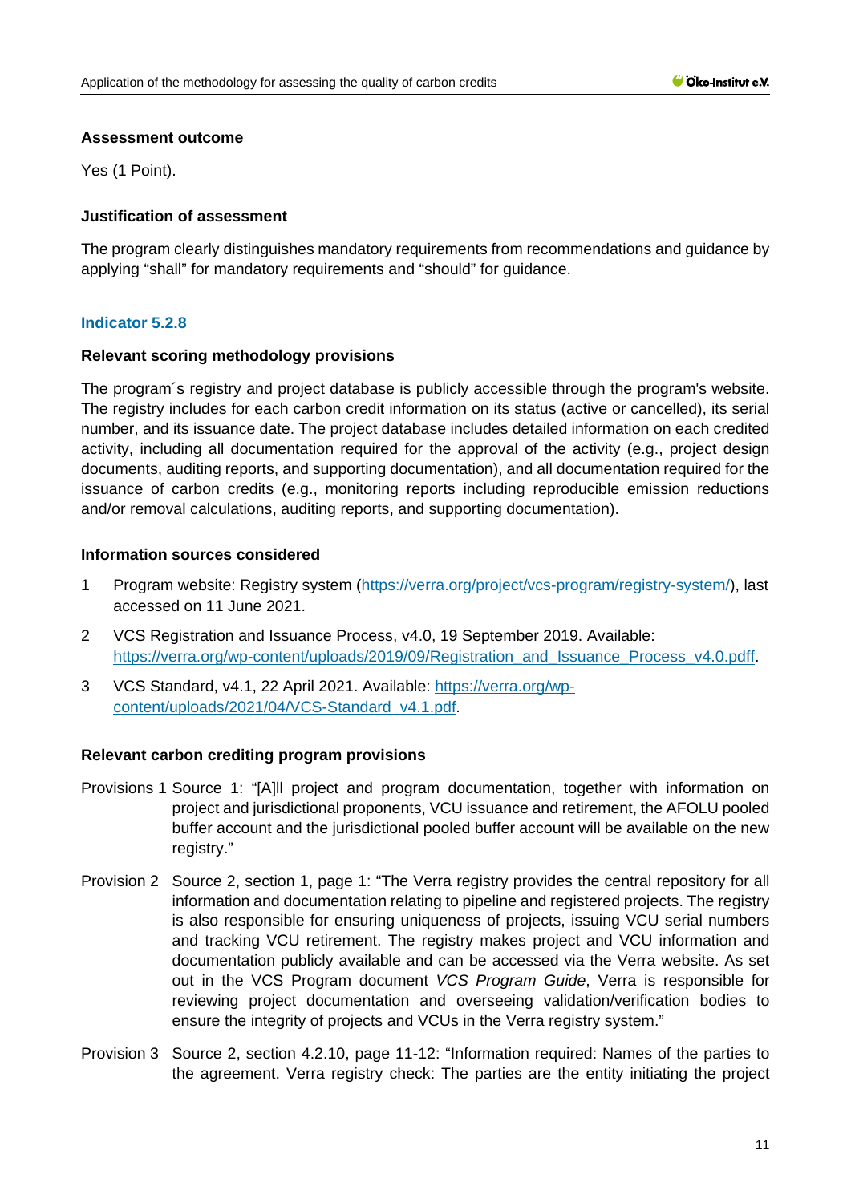**Assessment outcome**

Yes (1 Point).

**Justification of assessment**

The program clearly distinguishes mandatory requirements from recommendations and guidance by applying “shall” for mandatory requirements and “should” for guidance.

### Indicator 5.2.8

**Relevant scoring methodology provisions**

The program´s registry and project database is publicly accessible through the program's website. The registry includes for each carbon credit information on its status (active or cancelled), its serial number, and its issuance date. The project database includes detailed information on each credited activity, including all documentation required for the approval of the activity (e.g., project design documents, auditing reports, and supporting documentation), and all documentation required for the issuance of carbon credits (e.g., monitoring reports including reproducible emission reductions and/or removal calculations, auditing reports, and supporting documentation).

**Information sources considered**

1. Program website: Registry system (https://verra.org/project/vcs-program/registry-system/), last accessed on 11 June 2021.
2. VCS Registration and Issuance Process, v4.0, 19 September 2019. Available: https://verra.org/wp-content/uploads/2019/09/Registration_and_Issuance_Process_v4.0.pdff.
3. VCS Standard, v4.1, 22 April 2021. Available: https://verra.org/wp-content/uploads/2021/04/VCS-Standard_v4.1.pdf.

**Relevant carbon crediting program provisions**

Provisions 1 Source 1: “[A]ll project and program documentation, together with information on project and jurisdictional proponents, VCU issuance and retirement, the AFOLU pooled buffer account and the jurisdictional pooled buffer account will be available on the new registry.”

Provision 2 Source 2, section 1, page 1: “The Verra registry provides the central repository for all information and documentation relating to pipeline and registered projects. The registry is also responsible for ensuring uniqueness of projects, issuing VCU serial numbers and tracking VCU retirement. The registry makes project and VCU information and documentation publicly available and can be accessed via the Verra website. As set out in the VCS Program document *VCS Program Guide*, Verra is responsible for reviewing project documentation and overseeing validation/verification bodies to ensure the integrity of projects and VCUs in the Verra registry system.”

Provision 3 Source 2, section 4.2.10, page 11-12: “Information required: Names of the parties to the agreement. Verra registry check: The parties are the entity initiating the project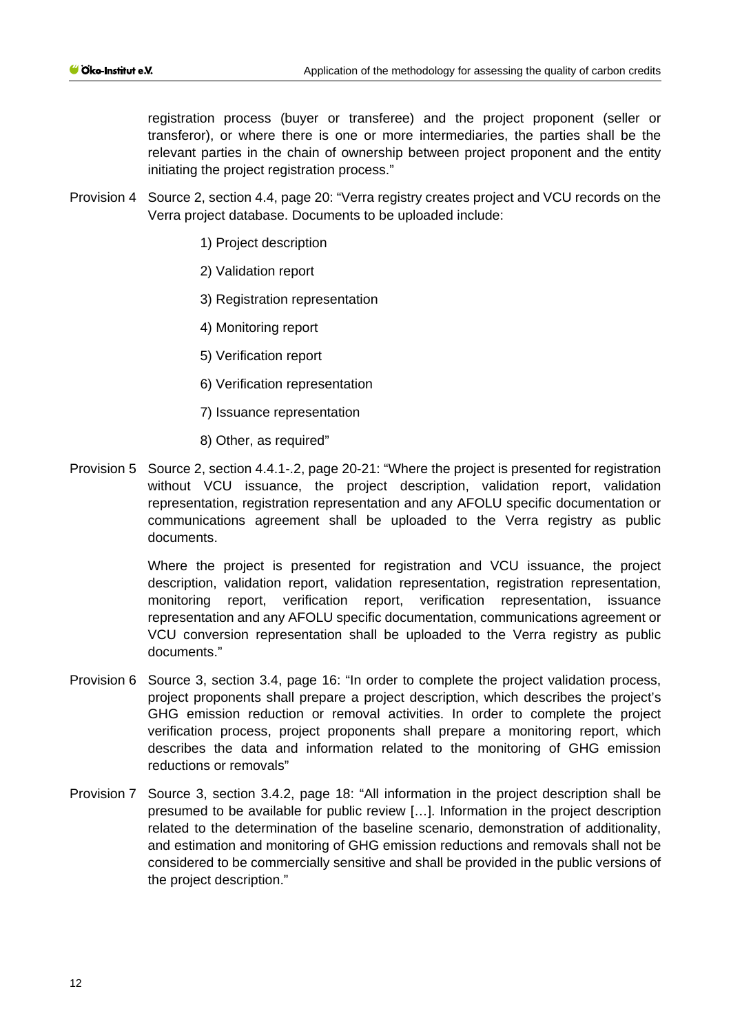registration process (buyer or transferee) and the project proponent (seller or transferor), or where there is one or more intermediaries, the parties shall be the relevant parties in the chain of ownership between project proponent and the entity initiating the project registration process."

Provision 4 Source 2, section 4.4, page 20: "Verra registry creates project and VCU records on the Verra project database. Documents to be uploaded include:

1) Project description

2) Validation report

3) Registration representation

4) Monitoring report

5) Verification report

6) Verification representation

7) Issuance representation

8) Other, as required"

Provision 5 Source 2, section 4.4.1-.2, page 20-21: "Where the project is presented for registration without VCU issuance, the project description, validation report, validation representation, registration representation and any AFOLU specific documentation or communications agreement shall be uploaded to the Verra registry as public documents.

Where the project is presented for registration and VCU issuance, the project description, validation report, validation representation, registration representation, monitoring report, verification report, verification representation, issuance representation and any AFOLU specific documentation, communications agreement or VCU conversion representation shall be uploaded to the Verra registry as public documents."

Provision 6 Source 3, section 3.4, page 16: "In order to complete the project validation process, project proponents shall prepare a project description, which describes the project's GHG emission reduction or removal activities. In order to complete the project verification process, project proponents shall prepare a monitoring report, which describes the data and information related to the monitoring of GHG emission reductions or removals"

Provision 7 Source 3, section 3.4.2, page 18: "All information in the project description shall be presumed to be available for public review […]. Information in the project description related to the determination of the baseline scenario, demonstration of additionality, and estimation and monitoring of GHG emission reductions and removals shall not be considered to be commercially sensitive and shall be provided in the public versions of the project description."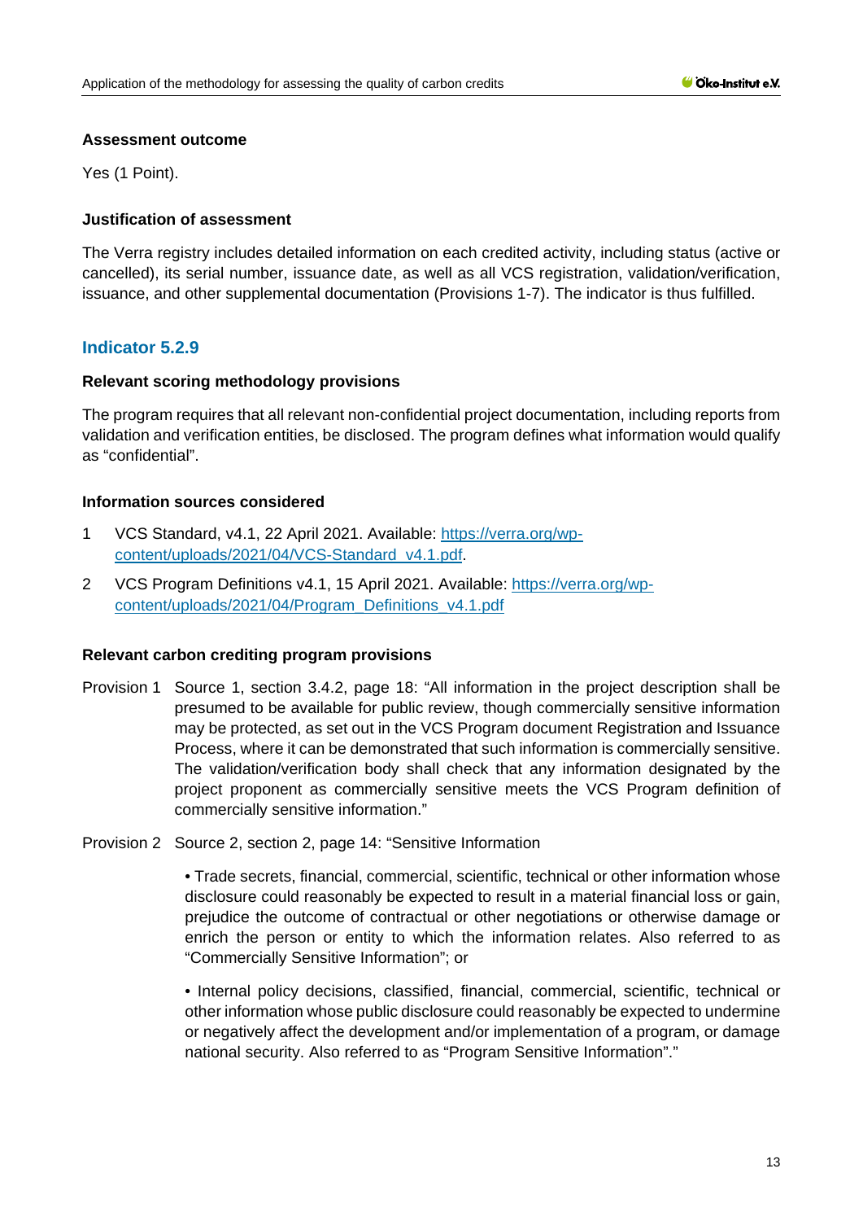#### Assessment outcome

Yes (1 Point).

#### Justification of assessment

The Verra registry includes detailed information on each credited activity, including status (active or cancelled), its serial number, issuance date, as well as all VCS registration, validation/verification, issuance, and other supplemental documentation (Provisions 1-7). The indicator is thus fulfilled.

### Indicator 5.2.9

#### Relevant scoring methodology provisions

The program requires that all relevant non-confidential project documentation, including reports from validation and verification entities, be disclosed. The program defines what information would qualify as "confidential".

#### Information sources considered

1. VCS Standard, v4.1, 22 April 2021. Available: [https://verra.org/wp-content/uploads/2021/04/VCS-Standard_v4.1.pdf](https://verra.org/wp-content/uploads/2021/04/VCS-Standard_v4.1.pdf).
2. VCS Program Definitions v4.1, 15 April 2021. Available: [https://verra.org/wp-content/uploads/2021/04/Program_Definitions_v4.1.pdf](https://verra.org/wp-content/uploads/2021/04/Program_Definitions_v4.1.pdf)

#### Relevant carbon crediting program provisions

Provision 1 Source 1, section 3.4.2, page 18: "All information in the project description shall be presumed to be available for public review, though commercially sensitive information may be protected, as set out in the VCS Program document Registration and Issuance Process, where it can be demonstrated that such information is commercially sensitive. The validation/verification body shall check that any information designated by the project proponent as commercially sensitive meets the VCS Program definition of commercially sensitive information."

Provision 2 Source 2, section 2, page 14: "Sensitive Information

• Trade secrets, financial, commercial, scientific, technical or other information whose disclosure could reasonably be expected to result in a material financial loss or gain, prejudice the outcome of contractual or other negotiations or otherwise damage or enrich the person or entity to which the information relates. Also referred to as "Commercially Sensitive Information"; or

• Internal policy decisions, classified, financial, commercial, scientific, technical or other information whose public disclosure could reasonably be expected to undermine or negatively affect the development and/or implementation of a program, or damage national security. Also referred to as "Program Sensitive Information"."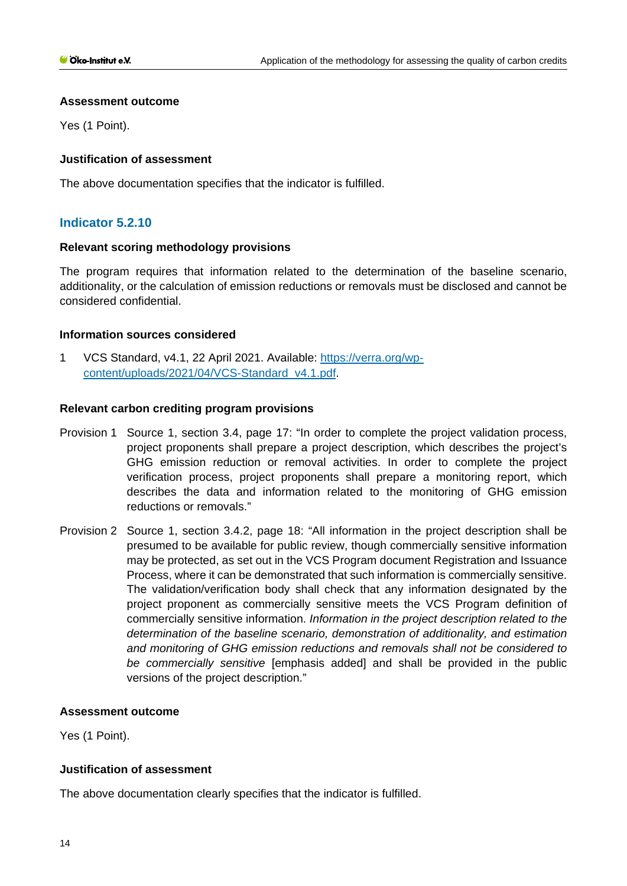#### Assessment outcome

Yes (1 Point).

#### Justification of assessment

The above documentation specifies that the indicator is fulfilled.

### Indicator 5.2.10

#### Relevant scoring methodology provisions

The program requires that information related to the determination of the baseline scenario, additionality, or the calculation of emission reductions or removals must be disclosed and cannot be considered confidential.

#### Information sources considered

1 VCS Standard, v4.1, 22 April 2021. Available: [https://verra.org/wp-content/uploads/2021/04/VCS-Standard_v4.1.pdf](https://verra.org/wp-content/uploads/2021/04/VCS-Standard_v4.1.pdf).

#### Relevant carbon crediting program provisions

Provision 1 Source 1, section 3.4, page 17: "In order to complete the project validation process, project proponents shall prepare a project description, which describes the project's GHG emission reduction or removal activities. In order to complete the project verification process, project proponents shall prepare a monitoring report, which describes the data and information related to the monitoring of GHG emission reductions or removals."

Provision 2 Source 1, section 3.4.2, page 18: "All information in the project description shall be presumed to be available for public review, though commercially sensitive information may be protected, as set out in the VCS Program document Registration and Issuance Process, where it can be demonstrated that such information is commercially sensitive. The validation/verification body shall check that any information designated by the project proponent as commercially sensitive meets the VCS Program definition of commercially sensitive information. *Information in the project description related to the determination of the baseline scenario, demonstration of additionality, and estimation and monitoring of GHG emission reductions and removals shall not be considered to be commercially sensitive* [emphasis added] and shall be provided in the public versions of the project description."

#### Assessment outcome

Yes (1 Point).

#### Justification of assessment

The above documentation clearly specifies that the indicator is fulfilled.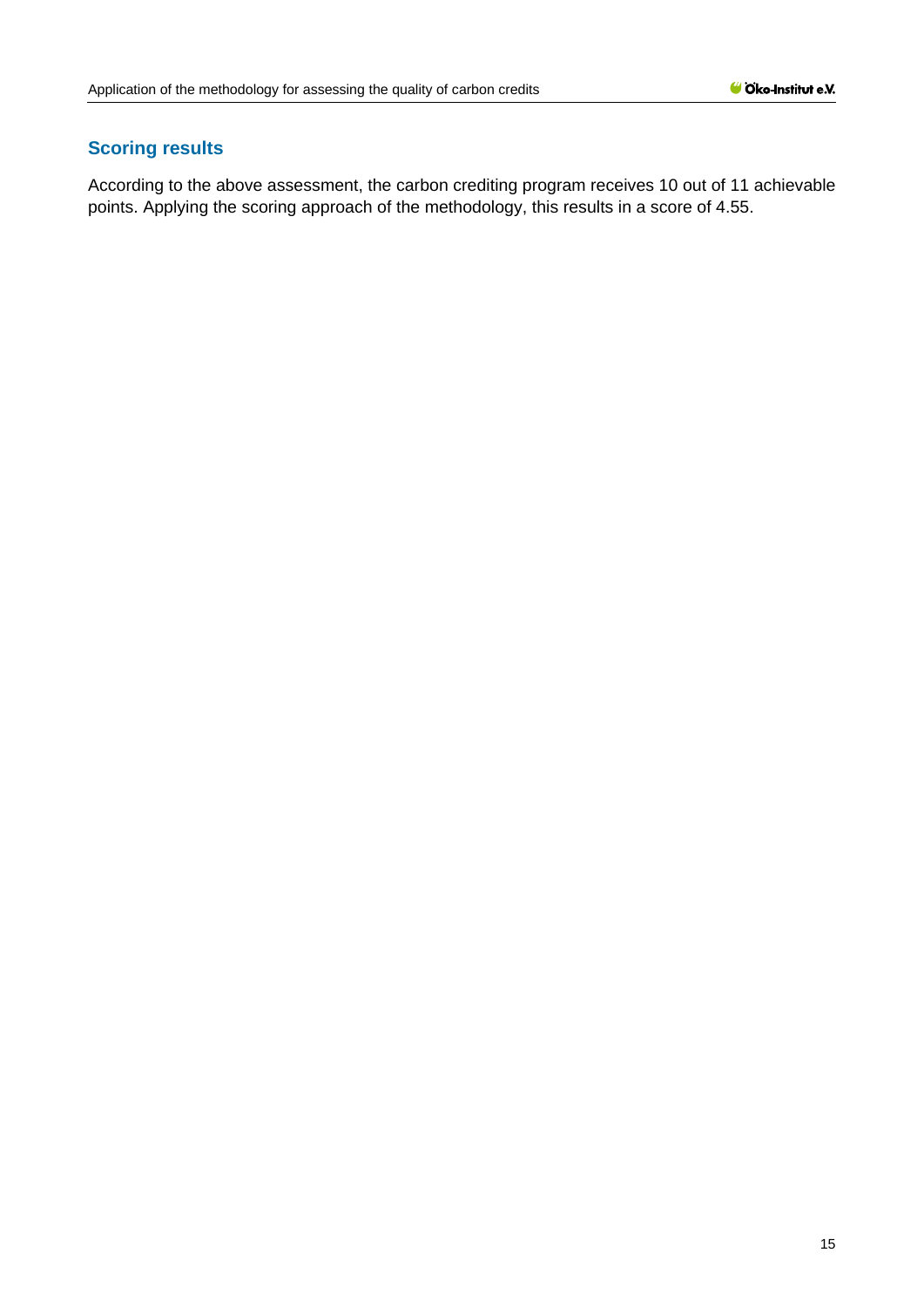## Scoring results

According to the above assessment, the carbon crediting program receives 10 out of 11 achievable points. Applying the scoring approach of the methodology, this results in a score of 4.55.